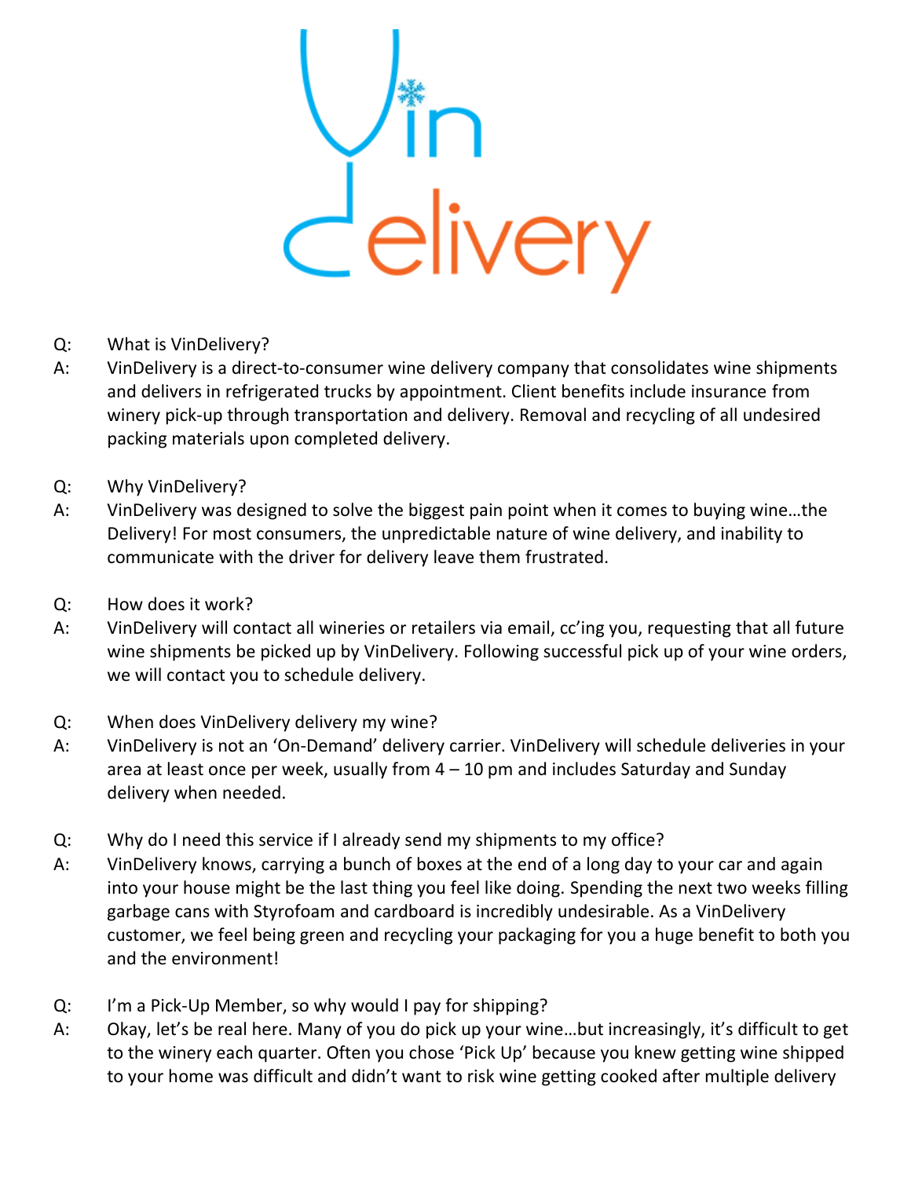# VinDelivery

Q: What is VinDelivery?

A: VinDelivery is a direct-to-consumer wine delivery company that consolidates wine shipments and delivers in refrigerated trucks by appointment. Client benefits include insurance from winery pick-up through transportation and delivery. Removal and recycling of all undesired packing materials upon completed delivery.

Q: Why VinDelivery?

A: VinDelivery was designed to solve the biggest pain point when it comes to buying wine…the Delivery! For most consumers, the unpredictable nature of wine delivery, and inability to communicate with the driver for delivery leave them frustrated.

Q: How does it work?

A: VinDelivery will contact all wineries or retailers via email, cc'ing you, requesting that all future wine shipments be picked up by VinDelivery. Following successful pick up of your wine orders, we will contact you to schedule delivery.

Q: When does VinDelivery delivery my wine?

A: VinDelivery is not an 'On-Demand' delivery carrier. VinDelivery will schedule deliveries in your area at least once per week, usually from 4 – 10 pm and includes Saturday and Sunday delivery when needed.

Q: Why do I need this service if I already send my shipments to my office?

A: VinDelivery knows, carrying a bunch of boxes at the end of a long day to your car and again into your house might be the last thing you feel like doing. Spending the next two weeks filling garbage cans with Styrofoam and cardboard is incredibly undesirable. As a VinDelivery customer, we feel being green and recycling your packaging for you a huge benefit to both you and the environment!

Q: I'm a Pick-Up Member, so why would I pay for shipping?

A: Okay, let's be real here. Many of you do pick up your wine…but increasingly, it's difficult to get to the winery each quarter. Often you chose 'Pick Up' because you knew getting wine shipped to your home was difficult and didn't want to risk wine getting cooked after multiple delivery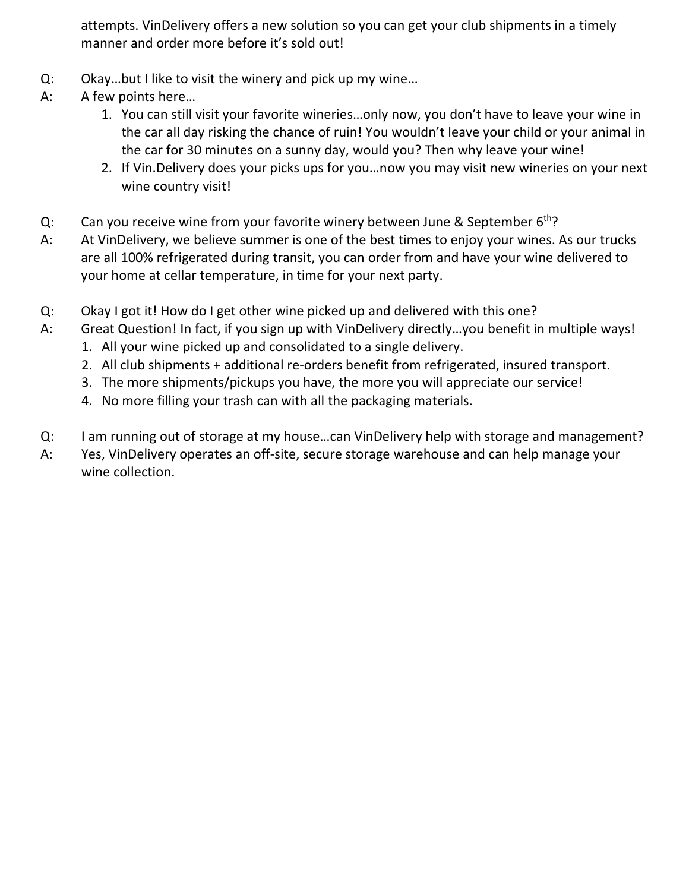attempts. VinDelivery offers a new solution so you can get your club shipments in a timely manner and order more before it's sold out!

Q: Okay…but I like to visit the winery and pick up my wine…

A: A few points here…

1. You can still visit your favorite wineries…only now, you don't have to leave your wine in the car all day risking the chance of ruin! You wouldn't leave your child or your animal in the car for 30 minutes on a sunny day, would you? Then why leave your wine!
2. If Vin.Delivery does your picks ups for you…now you may visit new wineries on your next wine country visit!

Q: Can you receive wine from your favorite winery between June & September 6th?

A: At VinDelivery, we believe summer is one of the best times to enjoy your wines. As our trucks are all 100% refrigerated during transit, you can order from and have your wine delivered to your home at cellar temperature, in time for your next party.

Q: Okay I got it! How do I get other wine picked up and delivered with this one?

A: Great Question! In fact, if you sign up with VinDelivery directly…you benefit in multiple ways!

1. All your wine picked up and consolidated to a single delivery.
2. All club shipments + additional re-orders benefit from refrigerated, insured transport.
3. The more shipments/pickups you have, the more you will appreciate our service!
4. No more filling your trash can with all the packaging materials.

Q: I am running out of storage at my house…can VinDelivery help with storage and management?

A: Yes, VinDelivery operates an off-site, secure storage warehouse and can help manage your wine collection.